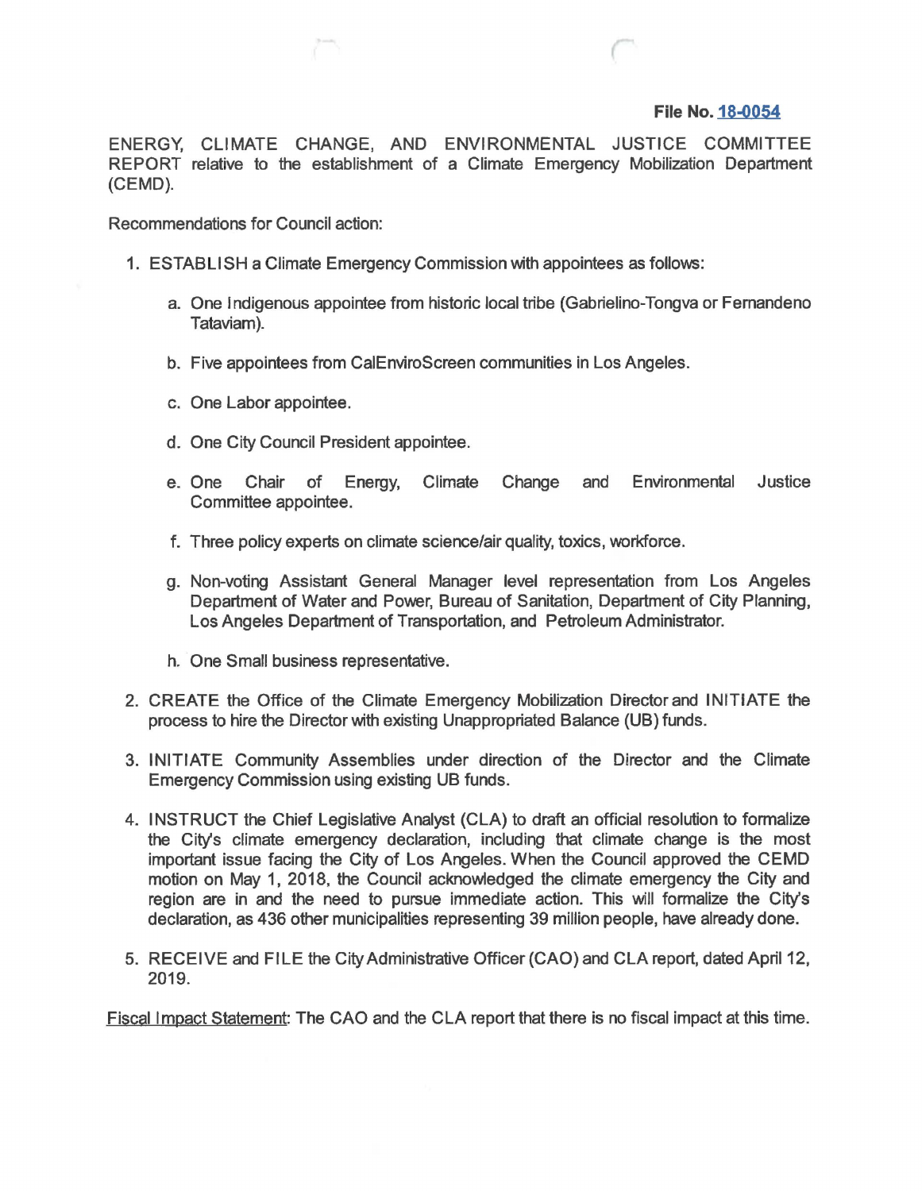**File No. 18-0054**

ENERGY, CLIMATE CHANGE, AND ENVIRONMENTAL JUSTICE COMMITTEE REPORT relative to the establishment of a Climate Emergency Mobilization Department (CEMD).

Recommendations for Council action:

1. ESTABLISH a Climate Emergency Commission with appointees as follows:

   a. One Indigenous appointee from historic local tribe (Gabrielino-Tongva or Fernandeno Tataviam).

   b. Five appointees from CalEnviroScreen communities in Los Angeles.

   c. One Labor appointee.

   d. One City Council President appointee.

   e. One Chair of Energy, Climate Change and Environmental Justice Committee appointee.

   f. Three policy experts on climate science/air quality, toxics, workforce.

   g. Non-voting Assistant General Manager level representation from Los Angeles Department of Water and Power, Bureau of Sanitation, Department of City Planning, Los Angeles Department of Transportation, and Petroleum Administrator.

   h. One Small business representative.

2. CREATE the Office of the Climate Emergency Mobilization Director and INITIATE the process to hire the Director with existing Unappropriated Balance (UB) funds.

3. INITIATE Community Assemblies under direction of the Director and the Climate Emergency Commission using existing UB funds.

4. INSTRUCT the Chief Legislative Analyst (CLA) to draft an official resolution to formalize the City's climate emergency declaration, including that climate change is the most important issue facing the City of Los Angeles. When the Council approved the CEMD motion on May 1, 2018, the Council acknowledged the climate emergency the City and region are in and the need to pursue immediate action. This will formalize the City's declaration, as 436 other municipalities representing 39 million people, have already done.

5. RECEIVE and FILE the City Administrative Officer (CAO) and CLA report, dated April 12, 2019.

Fiscal Impact Statement: The CAO and the CLA report that there is no fiscal impact at this time.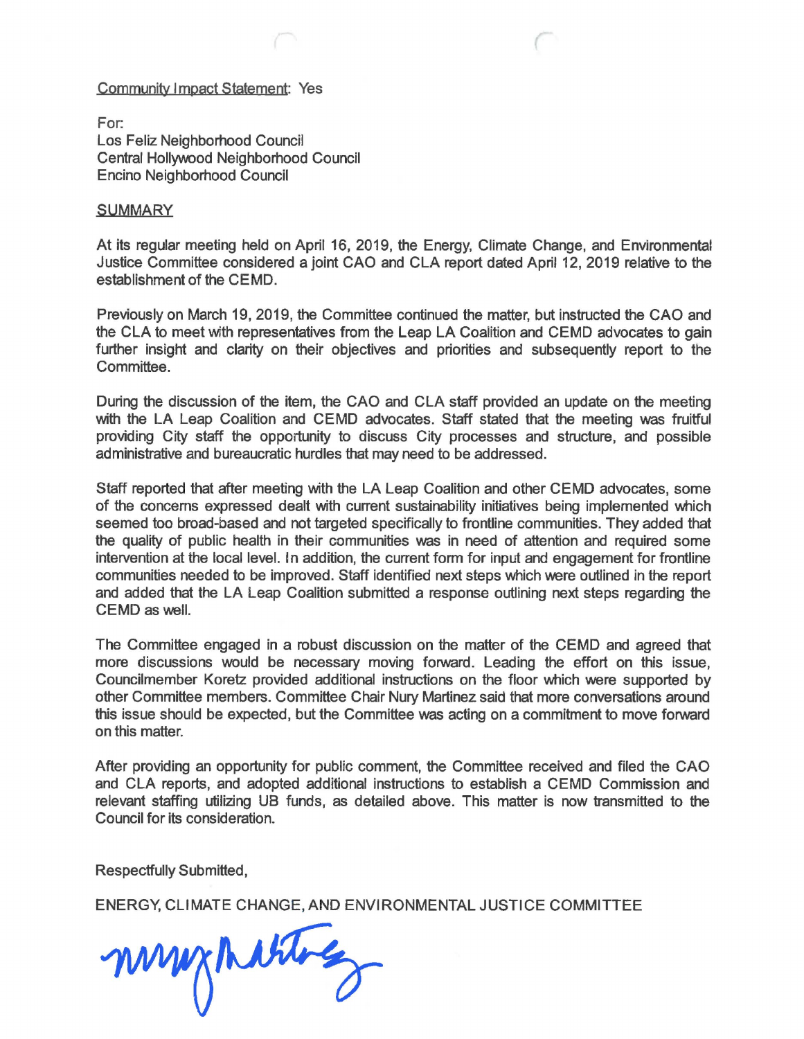<u>Community Impact Statement</u>: Yes

For:
Los Feliz Neighborhood Council
Central Hollywood Neighborhood Council
Encino Neighborhood Council

<u>SUMMARY</u>

At its regular meeting held on April 16, 2019, the Energy, Climate Change, and Environmental Justice Committee considered a joint CAO and CLA report dated April 12, 2019 relative to the establishment of the CEMD.

Previously on March 19, 2019, the Committee continued the matter, but instructed the CAO and the CLA to meet with representatives from the Leap LA Coalition and CEMD advocates to gain further insight and clarity on their objectives and priorities and subsequently report to the Committee.

During the discussion of the item, the CAO and CLA staff provided an update on the meeting with the LA Leap Coalition and CEMD advocates. Staff stated that the meeting was fruitful providing City staff the opportunity to discuss City processes and structure, and possible administrative and bureaucratic hurdles that may need to be addressed.

Staff reported that after meeting with the LA Leap Coalition and other CEMD advocates, some of the concerns expressed dealt with current sustainability initiatives being implemented which seemed too broad-based and not targeted specifically to frontline communities. They added that the quality of public health in their communities was in need of attention and required some intervention at the local level. In addition, the current form for input and engagement for frontline communities needed to be improved. Staff identified next steps which were outlined in the report and added that the LA Leap Coalition submitted a response outlining next steps regarding the CEMD as well.

The Committee engaged in a robust discussion on the matter of the CEMD and agreed that more discussions would be necessary moving forward. Leading the effort on this issue, Councilmember Koretz provided additional instructions on the floor which were supported by other Committee members. Committee Chair Nury Martinez said that more conversations around this issue should be expected, but the Committee was acting on a commitment to move forward on this matter.

After providing an opportunity for public comment, the Committee received and filed the CAO and CLA reports, and adopted additional instructions to establish a CEMD Commission and relevant staffing utilizing UB funds, as detailed above. This matter is now transmitted to the Council for its consideration.

Respectfully Submitted,

ENERGY, CLIMATE CHANGE, AND ENVIRONMENTAL JUSTICE COMMITTEE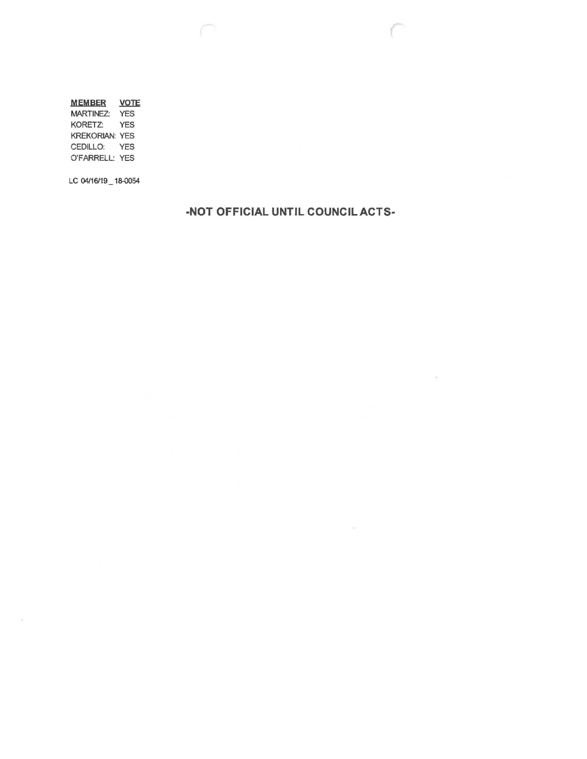| MEMBER | VOTE |
| --- | --- |
| MARTINEZ: | YES |
| KORETZ: | YES |
| KREKORIAN: | YES |
| CEDILLO: | YES |
| O'FARRELL: | YES |

LC 04/16/19 _ 18-0054

**-NOT OFFICIAL UNTIL COUNCIL ACTS-**